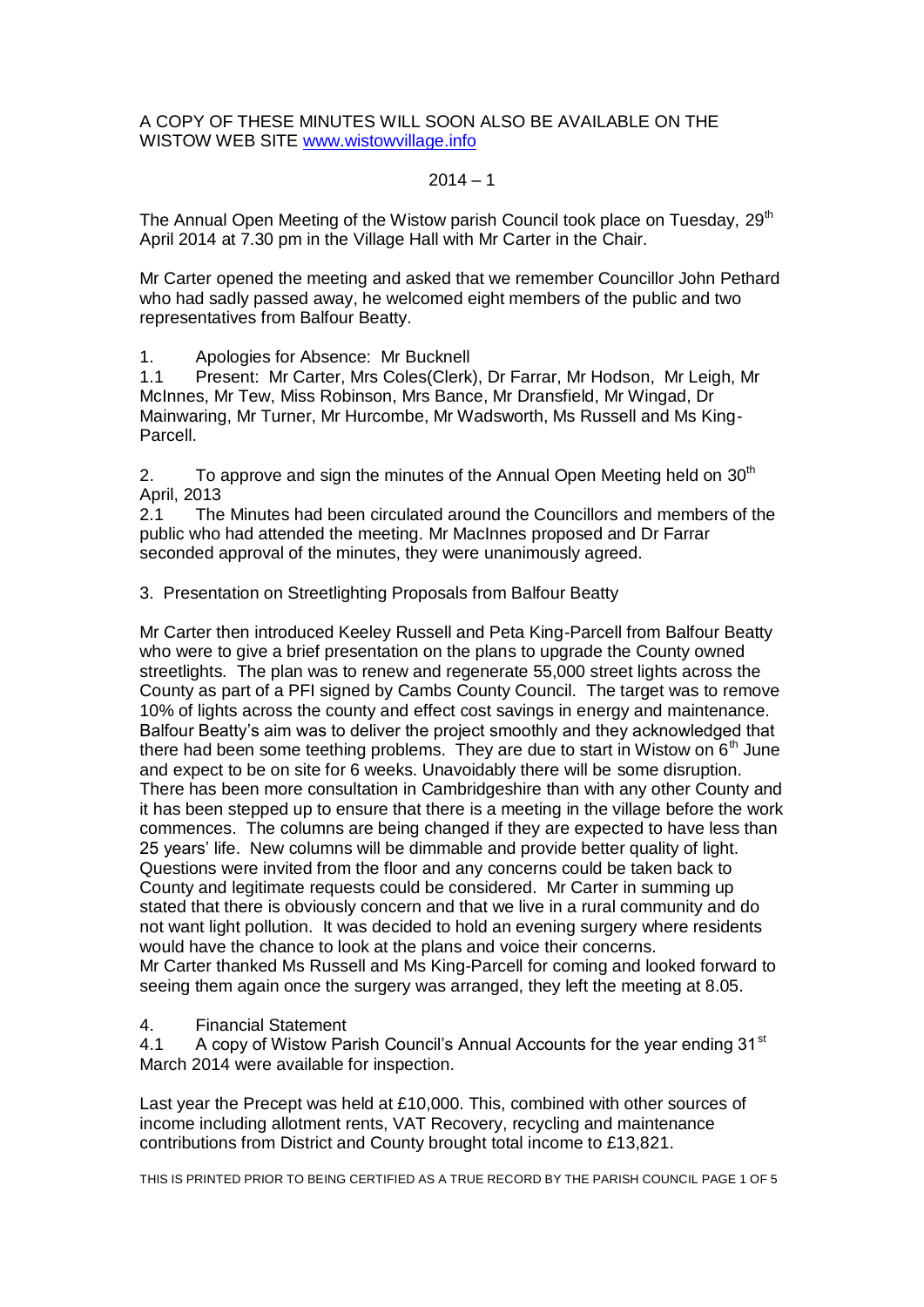A COPY OF THESE MINUTES WILL SOON ALSO BE AVAILABLE ON THE WISTOW WEB SITE www.wistowvillage.info

2014 – 1

The Annual Open Meeting of the Wistow parish Council took place on Tuesday, 29th April 2014 at 7.30 pm in the Village Hall with Mr Carter in the Chair.

Mr Carter opened the meeting and asked that we remember Councillor John Pethard who had sadly passed away, he welcomed eight members of the public and two representatives from Balfour Beatty.

1. Apologies for Absence: Mr Bucknell

1.1 Present: Mr Carter, Mrs Coles(Clerk), Dr Farrar, Mr Hodson, Mr Leigh, Mr McInnes, Mr Tew, Miss Robinson, Mrs Bance, Mr Dransfield, Mr Wingad, Dr Mainwaring, Mr Turner, Mr Hurcombe, Mr Wadsworth, Ms Russell and Ms King-Parcell.

2. To approve and sign the minutes of the Annual Open Meeting held on 30th April, 2013

2.1 The Minutes had been circulated around the Councillors and members of the public who had attended the meeting. Mr MacInnes proposed and Dr Farrar seconded approval of the minutes, they were unanimously agreed.

3. Presentation on Streetlighting Proposals from Balfour Beatty

Mr Carter then introduced Keeley Russell and Peta King-Parcell from Balfour Beatty who were to give a brief presentation on the plans to upgrade the County owned streetlights. The plan was to renew and regenerate 55,000 street lights across the County as part of a PFI signed by Cambs County Council. The target was to remove 10% of lights across the county and effect cost savings in energy and maintenance. Balfour Beatty's aim was to deliver the project smoothly and they acknowledged that there had been some teething problems. They are due to start in Wistow on 6th June and expect to be on site for 6 weeks. Unavoidably there will be some disruption. There has been more consultation in Cambridgeshire than with any other County and it has been stepped up to ensure that there is a meeting in the village before the work commences. The columns are being changed if they are expected to have less than 25 years' life. New columns will be dimmable and provide better quality of light. Questions were invited from the floor and any concerns could be taken back to County and legitimate requests could be considered. Mr Carter in summing up stated that there is obviously concern and that we live in a rural community and do not want light pollution. It was decided to hold an evening surgery where residents would have the chance to look at the plans and voice their concerns.
Mr Carter thanked Ms Russell and Ms King-Parcell for coming and looked forward to seeing them again once the surgery was arranged, they left the meeting at 8.05.

4. Financial Statement

4.1 A copy of Wistow Parish Council's Annual Accounts for the year ending 31st March 2014 were available for inspection.

Last year the Precept was held at £10,000. This, combined with other sources of income including allotment rents, VAT Recovery, recycling and maintenance contributions from District and County brought total income to £13,821.

THIS IS PRINTED PRIOR TO BEING CERTIFIED AS A TRUE RECORD BY THE PARISH COUNCIL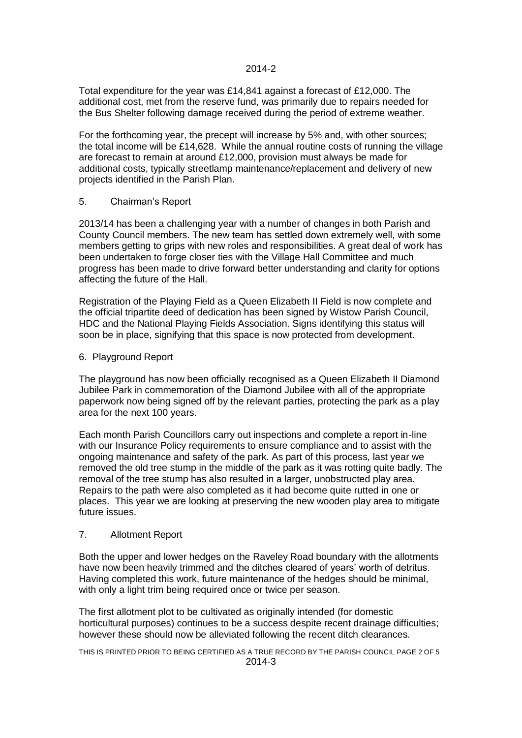Total expenditure for the year was £14,841 against a forecast of £12,000. The additional cost, met from the reserve fund, was primarily due to repairs needed for the Bus Shelter following damage received during the period of extreme weather.

For the forthcoming year, the precept will increase by 5% and, with other sources; the total income will be £14,628. While the annual routine costs of running the village are forecast to remain at around £12,000, provision must always be made for additional costs, typically streetlamp maintenance/replacement and delivery of new projects identified in the Parish Plan.

## 5. Chairman's Report

2013/14 has been a challenging year with a number of changes in both Parish and County Council members. The new team has settled down extremely well, with some members getting to grips with new roles and responsibilities. A great deal of work has been undertaken to forge closer ties with the Village Hall Committee and much progress has been made to drive forward better understanding and clarity for options affecting the future of the Hall.

Registration of the Playing Field as a Queen Elizabeth II Field is now complete and the official tripartite deed of dedication has been signed by Wistow Parish Council, HDC and the National Playing Fields Association. Signs identifying this status will soon be in place, signifying that this space is now protected from development.

## 6. Playground Report

The playground has now been officially recognised as a Queen Elizabeth II Diamond Jubilee Park in commemoration of the Diamond Jubilee with all of the appropriate paperwork now being signed off by the relevant parties, protecting the park as a play area for the next 100 years.

Each month Parish Councillors carry out inspections and complete a report in-line with our Insurance Policy requirements to ensure compliance and to assist with the ongoing maintenance and safety of the park. As part of this process, last year we removed the old tree stump in the middle of the park as it was rotting quite badly. The removal of the tree stump has also resulted in a larger, unobstructed play area. Repairs to the path were also completed as it had become quite rutted in one or places. This year we are looking at preserving the new wooden play area to mitigate future issues.

## 7. Allotment Report

Both the upper and lower hedges on the Raveley Road boundary with the allotments have now been heavily trimmed and the ditches cleared of years' worth of detritus. Having completed this work, future maintenance of the hedges should be minimal, with only a light trim being required once or twice per season.

The first allotment plot to be cultivated as originally intended (for domestic horticultural purposes) continues to be a success despite recent drainage difficulties; however these should now be alleviated following the recent ditch clearances.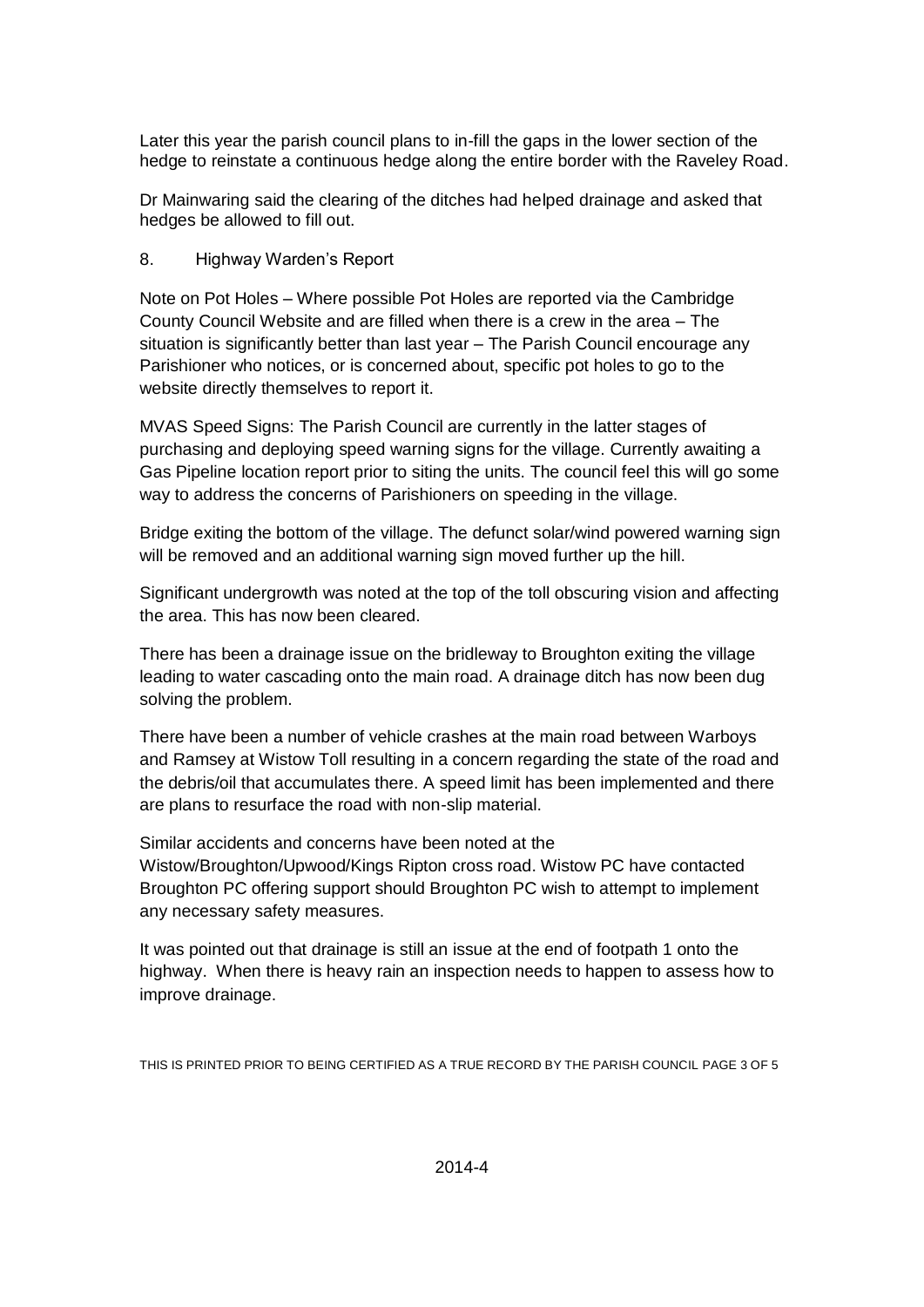Later this year the parish council plans to in-fill the gaps in the lower section of the hedge to reinstate a continuous hedge along the entire border with the Raveley Road.

Dr Mainwaring said the clearing of the ditches had helped drainage and asked that hedges be allowed to fill out.

8. Highway Warden's Report

Note on Pot Holes – Where possible Pot Holes are reported via the Cambridge County Council Website and are filled when there is a crew in the area – The situation is significantly better than last year – The Parish Council encourage any Parishioner who notices, or is concerned about, specific pot holes to go to the website directly themselves to report it.

MVAS Speed Signs: The Parish Council are currently in the latter stages of purchasing and deploying speed warning signs for the village. Currently awaiting a Gas Pipeline location report prior to siting the units. The council feel this will go some way to address the concerns of Parishioners on speeding in the village.

Bridge exiting the bottom of the village. The defunct solar/wind powered warning sign will be removed and an additional warning sign moved further up the hill.

Significant undergrowth was noted at the top of the toll obscuring vision and affecting the area. This has now been cleared.

There has been a drainage issue on the bridleway to Broughton exiting the village leading to water cascading onto the main road. A drainage ditch has now been dug solving the problem.

There have been a number of vehicle crashes at the main road between Warboys and Ramsey at Wistow Toll resulting in a concern regarding the state of the road and the debris/oil that accumulates there. A speed limit has been implemented and there are plans to resurface the road with non-slip material.

Similar accidents and concerns have been noted at the Wistow/Broughton/Upwood/Kings Ripton cross road. Wistow PC have contacted Broughton PC offering support should Broughton PC wish to attempt to implement any necessary safety measures.

It was pointed out that drainage is still an issue at the end of footpath 1 onto the highway. When there is heavy rain an inspection needs to happen to assess how to improve drainage.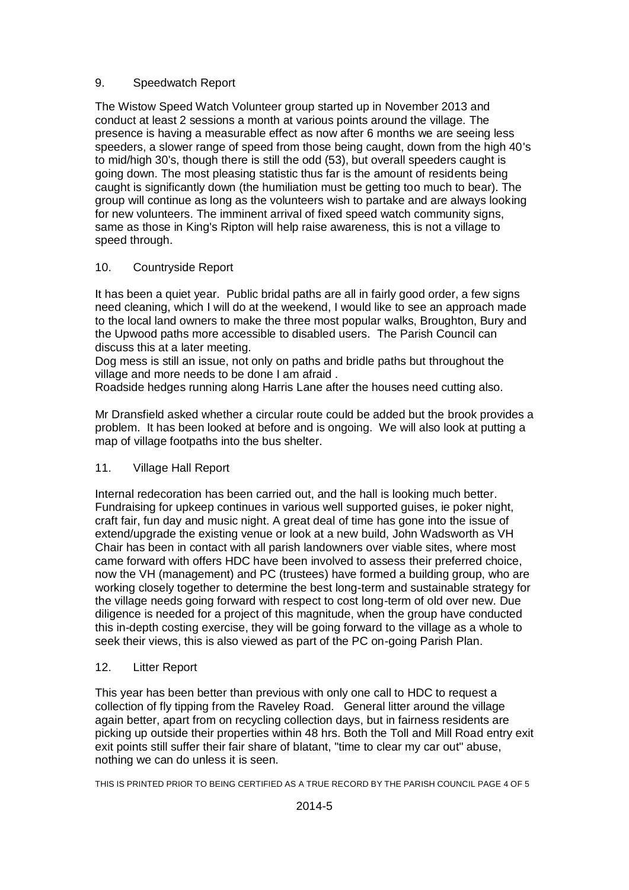## 9. Speedwatch Report

The Wistow Speed Watch Volunteer group started up in November 2013 and conduct at least 2 sessions a month at various points around the village. The presence is having a measurable effect as now after 6 months we are seeing less speeders, a slower range of speed from those being caught, down from the high 40's to mid/high 30's, though there is still the odd (53), but overall speeders caught is going down. The most pleasing statistic thus far is the amount of residents being caught is significantly down (the humiliation must be getting too much to bear). The group will continue as long as the volunteers wish to partake and are always looking for new volunteers. The imminent arrival of fixed speed watch community signs, same as those in King's Ripton will help raise awareness, this is not a village to speed through.

## 10. Countryside Report

It has been a quiet year. Public bridal paths are all in fairly good order, a few signs need cleaning, which I will do at the weekend, I would like to see an approach made to the local land owners to make the three most popular walks, Broughton, Bury and the Upwood paths more accessible to disabled users. The Parish Council can discuss this at a later meeting.
Dog mess is still an issue, not only on paths and bridle paths but throughout the village and more needs to be done I am afraid .
Roadside hedges running along Harris Lane after the houses need cutting also.

Mr Dransfield asked whether a circular route could be added but the brook provides a problem. It has been looked at before and is ongoing. We will also look at putting a map of village footpaths into the bus shelter.

## 11. Village Hall Report

Internal redecoration has been carried out, and the hall is looking much better. Fundraising for upkeep continues in various well supported guises, ie poker night, craft fair, fun day and music night. A great deal of time has gone into the issue of extend/upgrade the existing venue or look at a new build, John Wadsworth as VH Chair has been in contact with all parish landowners over viable sites, where most came forward with offers HDC have been involved to assess their preferred choice, now the VH (management) and PC (trustees) have formed a building group, who are working closely together to determine the best long-term and sustainable strategy for the village needs going forward with respect to cost long-term of old over new. Due diligence is needed for a project of this magnitude, when the group have conducted this in-depth costing exercise, they will be going forward to the village as a whole to seek their views, this is also viewed as part of the PC on-going Parish Plan.

## 12. Litter Report

This year has been better than previous with only one call to HDC to request a collection of fly tipping from the Raveley Road. General litter around the village again better, apart from on recycling collection days, but in fairness residents are picking up outside their properties within 48 hrs. Both the Toll and Mill Road entry exit exit points still suffer their fair share of blatant, "time to clear my car out" abuse, nothing we can do unless it is seen.

THIS IS PRINTED PRIOR TO BEING CERTIFIED AS A TRUE RECORD BY THE PARISH COUNCIL

2014-5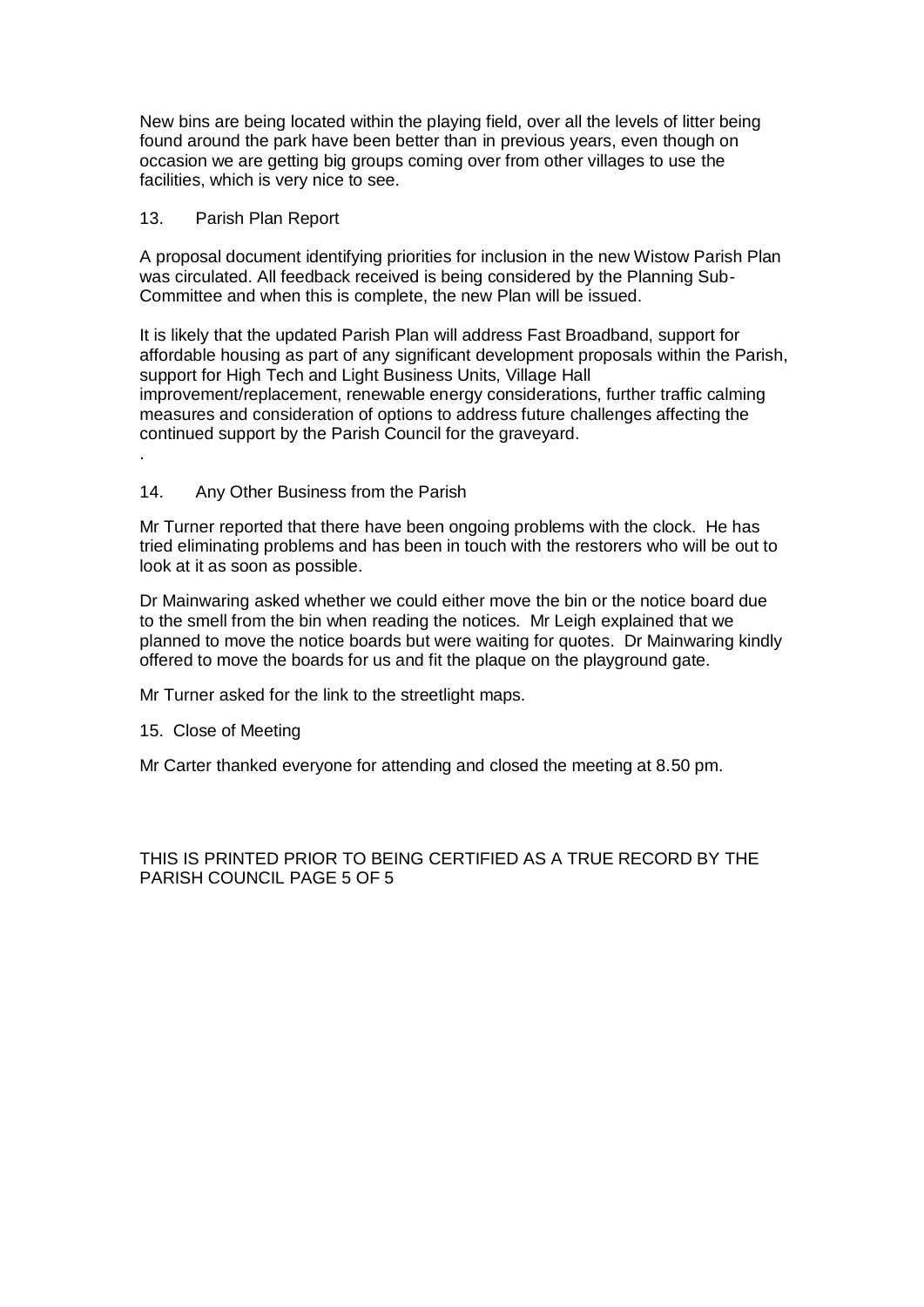New bins are being located within the playing field, over all the levels of litter being found around the park have been better than in previous years, even though on occasion we are getting big groups coming over from other villages to use the facilities, which is very nice to see.

13. Parish Plan Report

A proposal document identifying priorities for inclusion in the new Wistow Parish Plan was circulated. All feedback received is being considered by the Planning Sub-Committee and when this is complete, the new Plan will be issued.

It is likely that the updated Parish Plan will address Fast Broadband, support for affordable housing as part of any significant development proposals within the Parish, support for High Tech and Light Business Units, Village Hall improvement/replacement, renewable energy considerations, further traffic calming measures and consideration of options to address future challenges affecting the continued support by the Parish Council for the graveyard.

.

14. Any Other Business from the Parish

Mr Turner reported that there have been ongoing problems with the clock. He has tried eliminating problems and has been in touch with the restorers who will be out to look at it as soon as possible.

Dr Mainwaring asked whether we could either move the bin or the notice board due to the smell from the bin when reading the notices. Mr Leigh explained that we planned to move the notice boards but were waiting for quotes. Dr Mainwaring kindly offered to move the boards for us and fit the plaque on the playground gate.

Mr Turner asked for the link to the streetlight maps.

15. Close of Meeting

Mr Carter thanked everyone for attending and closed the meeting at 8.50 pm.

THIS IS PRINTED PRIOR TO BEING CERTIFIED AS A TRUE RECORD BY THE PARISH COUNCIL